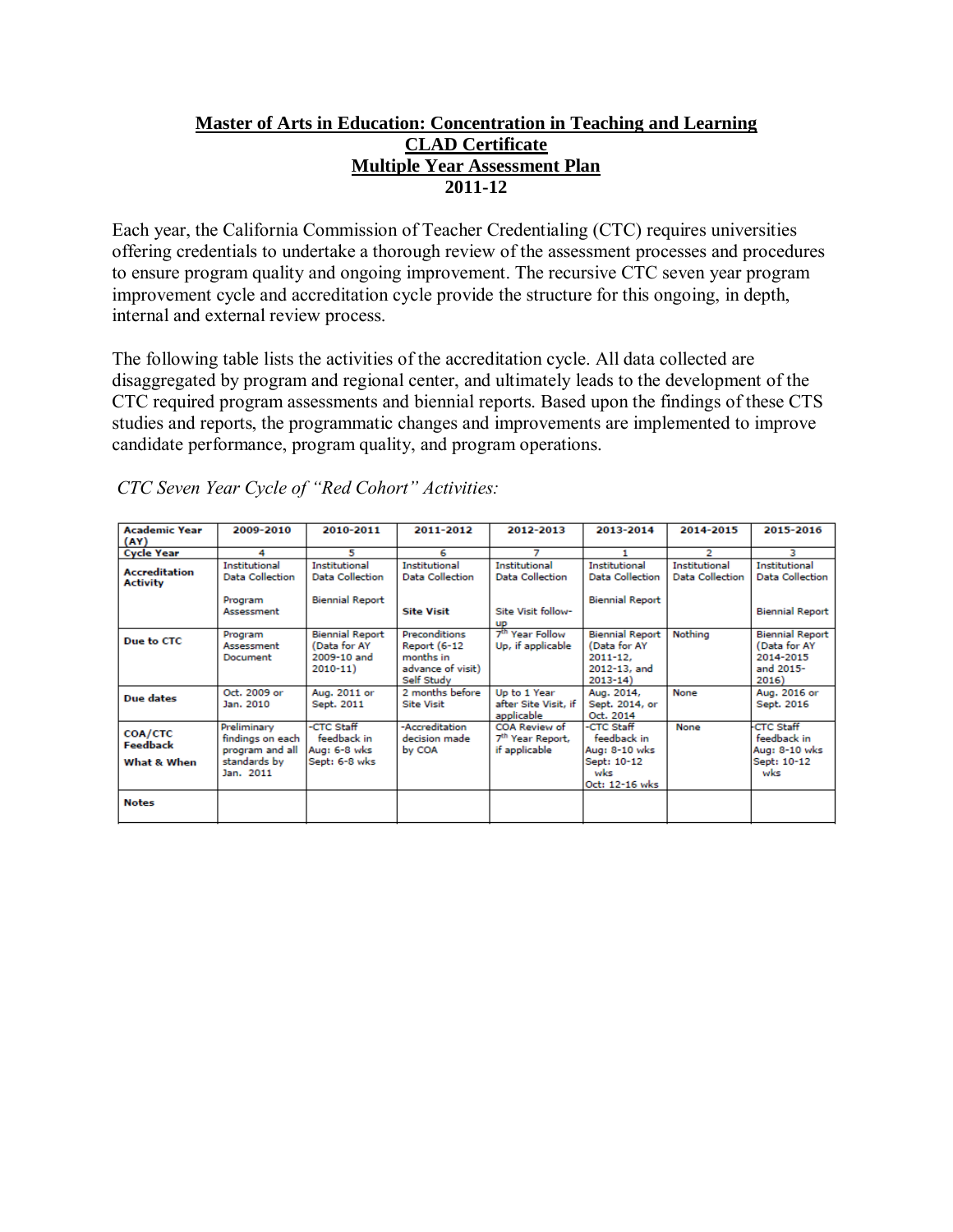# Master of Arts in Education: Concentration in Teaching and Learning
## CLAD Certificate
## Multiple Year Assessment Plan
## 2011-12

Each year, the California Commission of Teacher Credentialing (CTC) requires universities offering credentials to undertake a thorough review of the assessment processes and procedures to ensure program quality and ongoing improvement. The recursive CTC seven year program improvement cycle and accreditation cycle provide the structure for this ongoing, in depth, internal and external review process.

The following table lists the activities of the accreditation cycle. All data collected are disaggregated by program and regional center, and ultimately leads to the development of the CTC required program assessments and biennial reports. Based upon the findings of these CTS studies and reports, the programmatic changes and improvements are implemented to improve candidate performance, program quality, and program operations.

*CTC Seven Year Cycle of "Red Cohort" Activities:*

| **Academic Year (AY)** | **2009-2010** | **2010-2011** | **2011-2012** | **2012-2013** | **2013-2014** | **2014-2015** | **2015-2016** |
|---|---|---|---|---|---|---|---|
| **Cycle Year** | 4 | 5 | 6 | 7 | 1 | 2 | 3 |
| **Accreditation Activity** | Institutional Data Collection<br><br>Program Assessment | Institutional Data Collection<br><br>Biennial Report | Institutional Data Collection<br><br>**Site Visit** | Institutional Data Collection<br><br>Site Visit follow-up | Institutional Data Collection<br><br>Biennial Report | Institutional Data Collection | Institutional Data Collection<br><br>Biennial Report |
| **Due to CTC** | Program Assessment Document | Biennial Report (Data for AY 2009-10 and 2010-11) | Preconditions Report (6-12 months in advance of visit) Self Study | 7th Year Follow Up, if applicable | Biennial Report (Data for AY 2011-12, 2012-13, and 2013-14) | Nothing | Biennial Report (Data for AY 2014-2015 and 2015-2016) |
| **Due dates** | Oct. 2009 or Jan. 2010 | Aug. 2011 or Sept. 2011 | 2 months before Site Visit | Up to 1 Year after Site Visit, if applicable | Aug. 2014, Sept. 2014, or Oct. 2014 | None | Aug. 2016 or Sept. 2016 |
| **COA/CTC Feedback**<br><br>**What & When** | Preliminary findings on each program and all standards by Jan. 2011 | -CTC Staff feedback in Aug: 6-8 wks Sept: 6-8 wks | -Accreditation decision made by COA | COA Review of 7th Year Report, if applicable | -CTC Staff feedback in Aug: 8-10 wks Sept: 10-12 wks Oct: 12-16 wks | None | -CTC Staff feedback in Aug: 8-10 wks Sept: 10-12 wks |
| **Notes** | | | | | | | |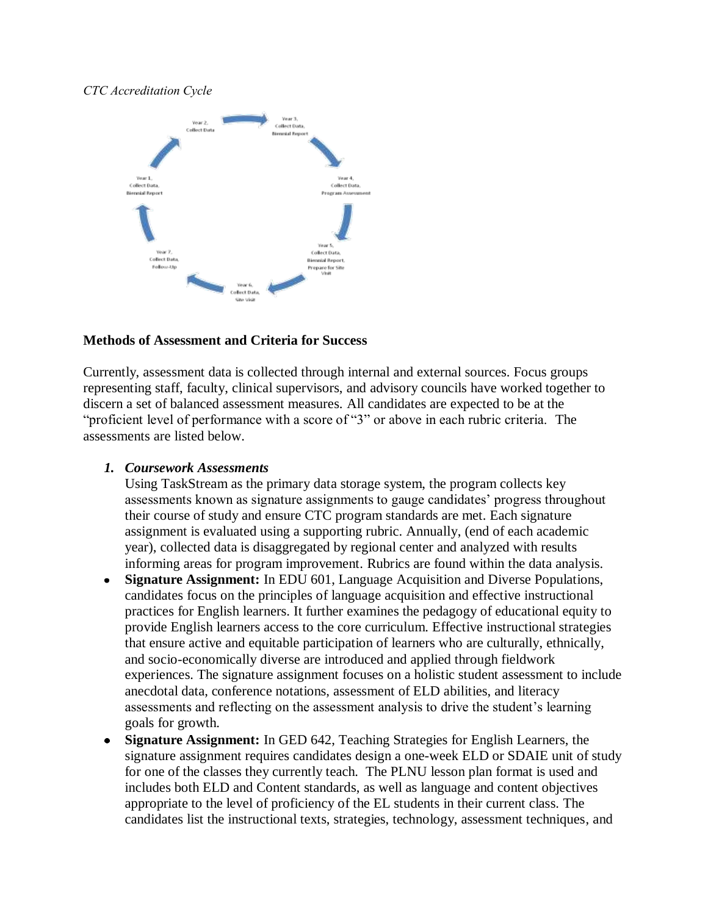*CTC Accreditation Cycle*

Year 1, Collect Data, Biennial Report

Year 2, Collect Data

Year 3, Collect Data, Biennial Report

Year 4, Collect Data, Program Assessment

Year 5, Collect Data, Biennial Report, Prepare for Site Visit

Year 6, Collect Data, Site Visit

Year 7, Collect Data, Follow-Up

**Methods of Assessment and Criteria for Success**

Currently, assessment data is collected through internal and external sources. Focus groups representing staff, faculty, clinical supervisors, and advisory councils have worked together to discern a set of balanced assessment measures. All candidates are expected to be at the "proficient level of performance with a score of "3" or above in each rubric criteria. The assessments are listed below.

1. ***Coursework Assessments***
   Using TaskStream as the primary data storage system, the program collects key assessments known as signature assignments to gauge candidates' progress throughout their course of study and ensure CTC program standards are met. Each signature assignment is evaluated using a supporting rubric. Annually, (end of each academic year), collected data is disaggregated by regional center and analyzed with results informing areas for program improvement. Rubrics are found within the data analysis.

- **Signature Assignment:** In EDU 601, Language Acquisition and Diverse Populations, candidates focus on the principles of language acquisition and effective instructional practices for English learners. It further examines the pedagogy of educational equity to provide English learners access to the core curriculum. Effective instructional strategies that ensure active and equitable participation of learners who are culturally, ethnically, and socio-economically diverse are introduced and applied through fieldwork experiences. The signature assignment focuses on a holistic student assessment to include anecdotal data, conference notations, assessment of ELD abilities, and literacy assessments and reflecting on the assessment analysis to drive the student's learning goals for growth.
- **Signature Assignment:** In GED 642, Teaching Strategies for English Learners, the signature assignment requires candidates design a one-week ELD or SDAIE unit of study for one of the classes they currently teach. The PLNU lesson plan format is used and includes both ELD and Content standards, as well as language and content objectives appropriate to the level of proficiency of the EL students in their current class. The candidates list the instructional texts, strategies, technology, assessment techniques, and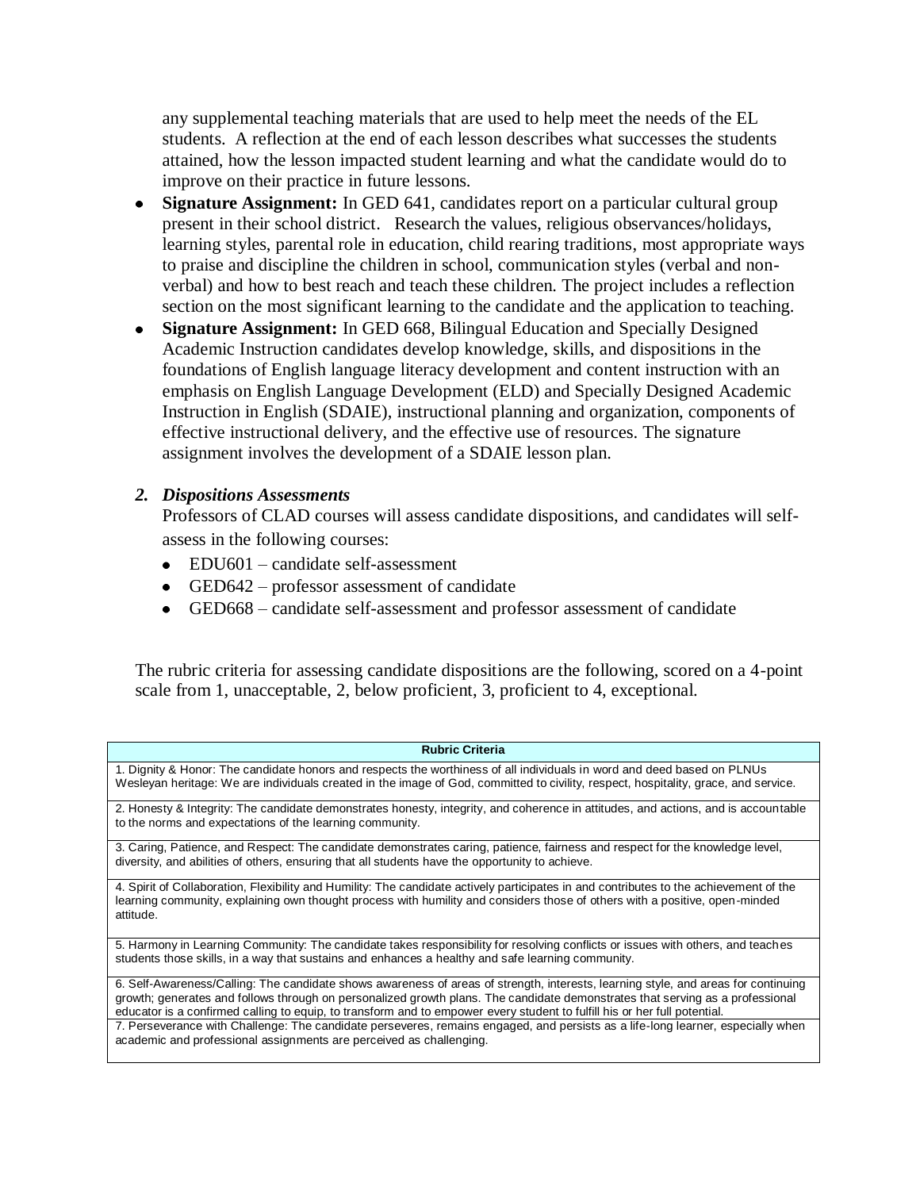any supplemental teaching materials that are used to help meet the needs of the EL students. A reflection at the end of each lesson describes what successes the students attained, how the lesson impacted student learning and what the candidate would do to improve on their practice in future lessons.

- **Signature Assignment:** In GED 641, candidates report on a particular cultural group present in their school district. Research the values, religious observances/holidays, learning styles, parental role in education, child rearing traditions, most appropriate ways to praise and discipline the children in school, communication styles (verbal and non-verbal) and how to best reach and teach these children. The project includes a reflection section on the most significant learning to the candidate and the application to teaching.
- **Signature Assignment:** In GED 668, Bilingual Education and Specially Designed Academic Instruction candidates develop knowledge, skills, and dispositions in the foundations of English language literacy development and content instruction with an emphasis on English Language Development (ELD) and Specially Designed Academic Instruction in English (SDAIE), instructional planning and organization, components of effective instructional delivery, and the effective use of resources. The signature assignment involves the development of a SDAIE lesson plan.

### *2. Dispositions Assessments*

Professors of CLAD courses will assess candidate dispositions, and candidates will self-assess in the following courses:

- EDU601 – candidate self-assessment
- GED642 – professor assessment of candidate
- GED668 – candidate self-assessment and professor assessment of candidate

The rubric criteria for assessing candidate dispositions are the following, scored on a 4-point scale from 1, unacceptable, 2, below proficient, 3, proficient to 4, exceptional.

| Rubric Criteria |
| --- |
| 1. Dignity & Honor: The candidate honors and respects the worthiness of all individuals in word and deed based on PLNUs Wesleyan heritage: We are individuals created in the image of God, committed to civility, respect, hospitality, grace, and service. |
| 2. Honesty & Integrity: The candidate demonstrates honesty, integrity, and coherence in attitudes, and actions, and is accountable to the norms and expectations of the learning community. |
| 3. Caring, Patience, and Respect: The candidate demonstrates caring, patience, fairness and respect for the knowledge level, diversity, and abilities of others, ensuring that all students have the opportunity to achieve. |
| 4. Spirit of Collaboration, Flexibility and Humility: The candidate actively participates in and contributes to the achievement of the learning community, explaining own thought process with humility and considers those of others with a positive, open-minded attitude. |
| 5. Harmony in Learning Community: The candidate takes responsibility for resolving conflicts or issues with others, and teaches students those skills, in a way that sustains and enhances a healthy and safe learning community. |
| 6. Self-Awareness/Calling: The candidate shows awareness of areas of strength, interests, learning style, and areas for continuing growth; generates and follows through on personalized growth plans. The candidate demonstrates that serving as a professional educator is a confirmed calling to equip, to transform and to empower every student to fulfill his or her full potential. |
| 7. Perseverance with Challenge: The candidate perseveres, remains engaged, and persists as a life-long learner, especially when academic and professional assignments are perceived as challenging. |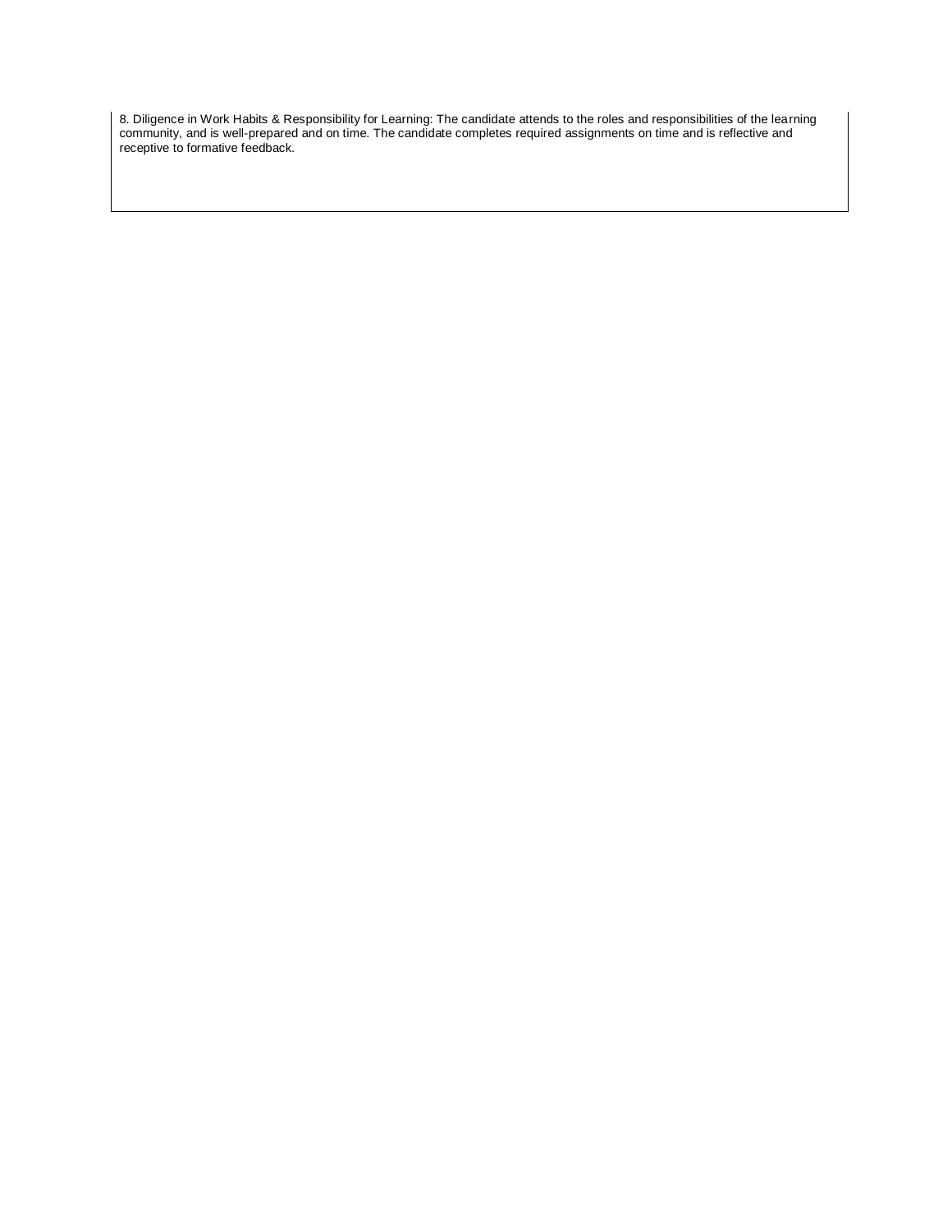8. Diligence in Work Habits & Responsibility for Learning: The candidate attends to the roles and responsibilities of the learning community, and is well-prepared and on time. The candidate completes required assignments on time and is reflective and receptive to formative feedback.